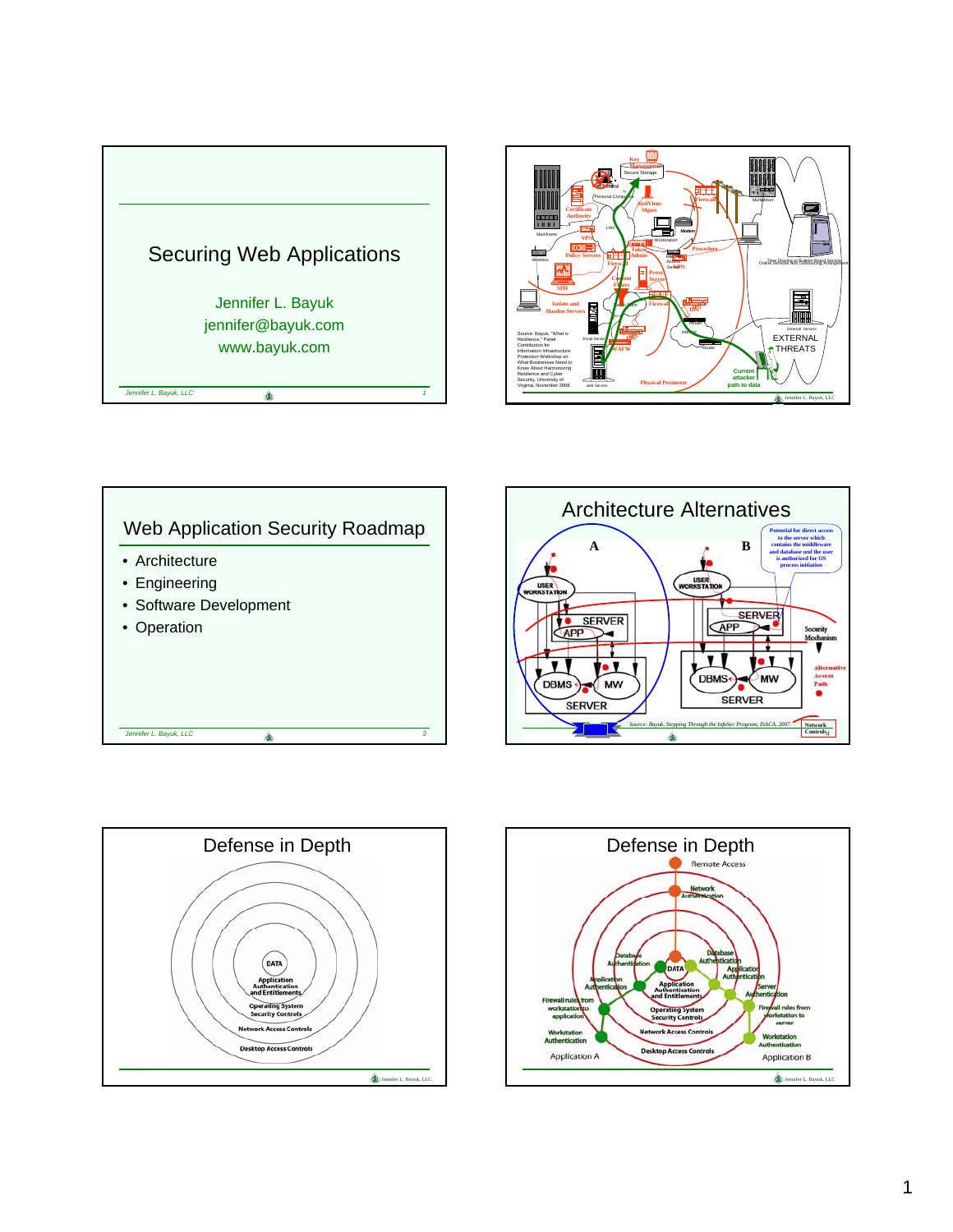# Securing Web Applications

Jennifer L. Bayuk
jennifer@bayuk.com
www.bayuk.com

---

Source: Bayuk, "What is Resilience," Panel Contribution for Information Infrastructure Protection Workshop on What Businesses Need to Know About Harmonizing Resilience and Cyber Security, University of Virginia, November 2008.

EXTERNAL THREATS

Current attacker path to data

Physical Perimeter

---

## Web Application Security Roadmap

- Architecture
- Engineering
- Software Development
- Operation

---

## Architecture Alternatives

Potential for direct access to the server which contains the middleware and database *and* the user is authorized for OS process initiation

Security Mechanism

Alternative Access Path

Network Controls

*Source: Bayuk, Stepping Through the InfoSec Program, ISACA, 2007.*

---

## Defense in Depth

- DATA
- Application Authentication and Entitlements
- Operating System Security Controls
- Network Access Controls
- Desktop Access Controls

---

## Defense in Depth

Remote Access

Network Authentication

Database Authentication

Application Authentication

Server Authentication

Firewall rules from workstation to application

Firewall rules from workstation to server

Workstation Authentication

DATA

Application Authentication and Entitlements

Operating System Security Controls

Network Access Controls

Desktop Access Controls

Application A

Application B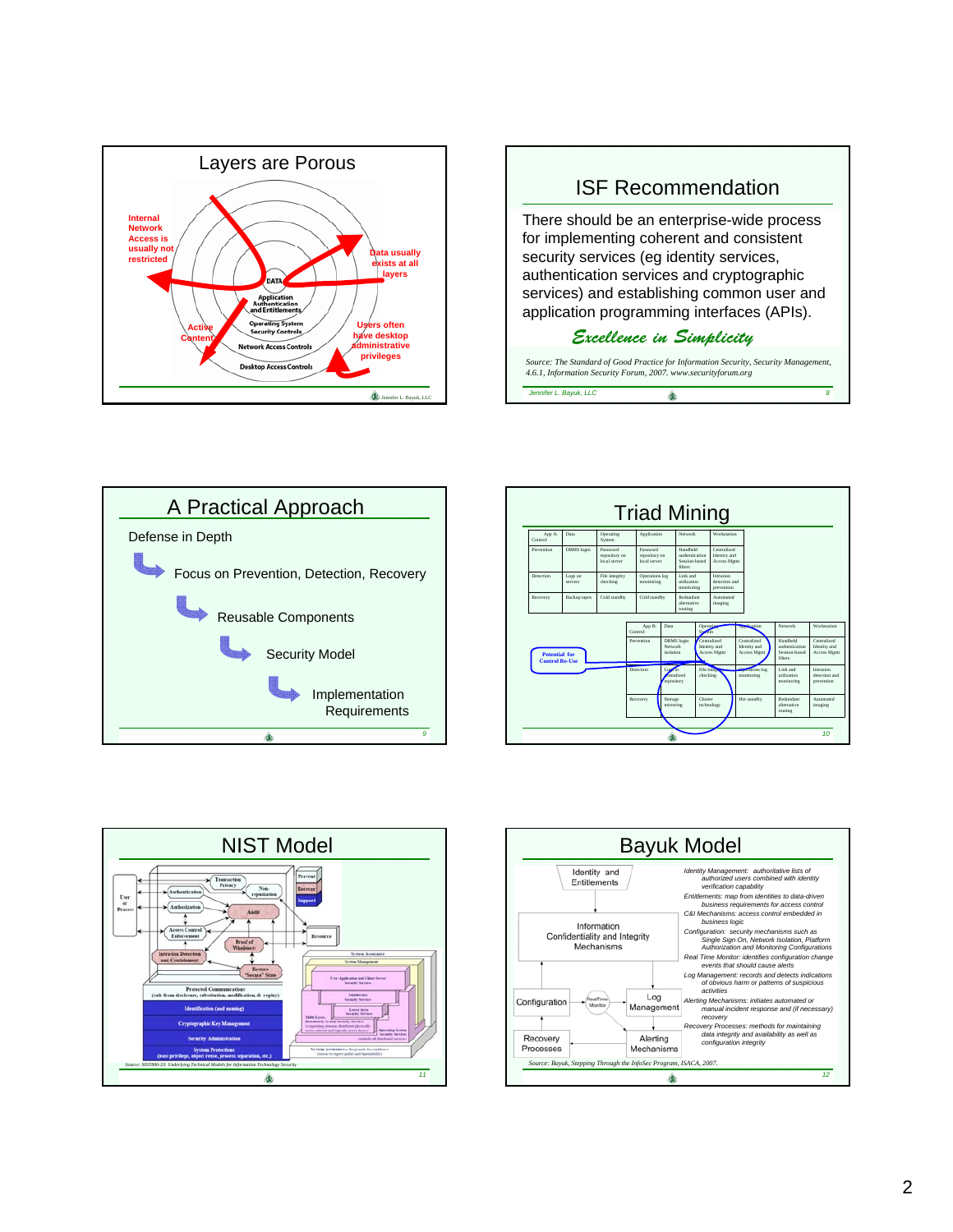## Layers are Porous

Internal Network Access is usually not restricted

Data usually exists at all layers

DATA

Application Authentication and Entitlements

Operating System Security Controls

Network Access Controls

Desktop Access Controls

Active Content

Users often have desktop administrative privileges

Jennifer L. Bayuk, LLC

## ISF Recommendation

There should be an enterprise-wide process for implementing coherent and consistent security services (eg identity services, authentication services and cryptographic services) and establishing common user and application programming interfaces (APIs).

*Excellence in Simplicity*

*Source: The Standard of Good Practice for Information Security, Security Management, 4.6.1, Information Security Forum, 2007. www.securityforum.org*

*Jennifer L. Bayuk, LLC*

## A Practical Approach

Defense in Depth

- Focus on Prevention, Detection, Recovery
  - Reusable Components
    - Security Model
      - Implementation Requirements

## Triad Mining

| App A: Control | Data | Operating System | Application | Network | Workstation |
|---|---|---|---|---|---|
| Prevention | DBMS login | Password repository on local server | Password repository on local server | Handheld authentication Session-based filters | Centralized Identity and Access Mgmt |
| Detection | Logs on servers | File integrity checking | Operations log monitoring | Link and utilization monitoring | Intrusion detection and prevention |
| Recovery | Backup tapes | Cold standby | Cold standby | Redundant alternative routing | Automated imaging |

| App B: Control | Data | Operating System | Application | Network | Workstation |
|---|---|---|---|---|---|
| Prevention | DBMS login Network isolation | Centralized Identity and Access Mgmt | Centralized Identity and Access Mgmt | Handheld authentication Session-based filters | Centralized Identity and Access Mgmt |
| Detection | Logs in centralized repository | File integrity checking | Operations log monitoring | Link and utilization monitoring | Intrusion detection and prevention |
| Recovery | Storage mirroring | Cluster technology | Hot standby | Redundant alternative routing | Automated imaging |

Potential for Control Re-Use

## NIST Model

User or Process; Authentication; Authorization; Access Control Enforcement; Intrusion Detection and Containment; Transaction Privacy; Non-repudiation; Audit; Proof of Wholeness; Restore "Secure" State; Resource; Prevent; Recover; Support

Protected Communications (safe from disclosure, substitution, modification, & replay); Identification (and naming); Cryptographic Key Management; Security Administration; System Protections (least privilege, object reuse, process separation, etc.)

System Assurance; System Management

*Source: NIST800-33: Underlying Technical Models for Information Technology Security*

## Bayuk Model

Identity and Entitlements; Information Confidentiality and Integrity Mechanisms; Configuration; RealTime Monitor; Log Management; Recovery Processes; Alerting Mechanisms

*Identity Management: authoritative lists of authorized users combined with identity verification capability*

*Entitlements: map from identities to data-driven business requirements for access control*

*C&I Mechanisms: access control embedded in business logic*

*Configuration: security mechanisms such as Single Sign On, Network Isolation, Platform Authorization and Monitoring Configurations*

*Real Time Monitor: identifies configuration change events that should cause alerts*

*Log Management: records and detects indications of obvious harm or patterns of suspicious activities*

*Alerting Mechanisms: initiates automated or manual incident response and (if necessary) recovery*

*Recovery Processes: methods for maintaining data integrity and availability as well as configuration integrity*

*Source: Bayuk, Stepping Through the InfoSec Program, ISACA, 2007.*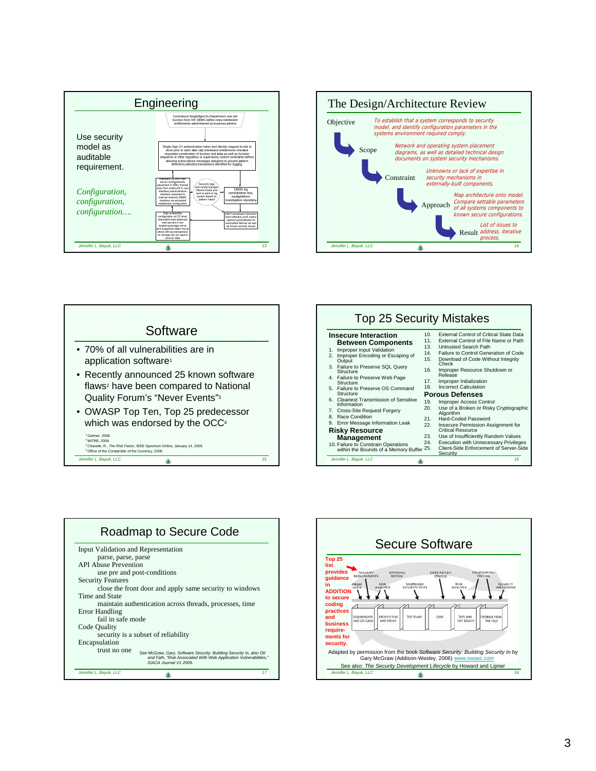## Engineering

Use security model as auditable requirement.

*Configuration, configuration, configuration….*

Centralized SingleSignOn Department user job function from HR DBMS define roles role-based entitlements administered by business admins

Single Sign On authentication token and identity mapped to role is done prior to each data call role-based entitlements checked requested combination of function and data as well as function sequence or other regulatory or supervisory control constraints before allowing action failure messages designed to prevent pattern detection selected transactions identified for logging

Standard OS and web server configuration placement in DMZ firewall rules from outbound to user interface, administrative interface restricted to internal network, DBMS interface via encrypted middleware configuration

Security logs and config changes filtered locally and sent to alert or log system based on pattern match

DBMS log consolidation tool, multiplatform investigation repository

High availability configuration at OS level, redundant load balanced web servers in two locations, storage mirror and snapshots taken hourly where DB log transactions on storage can be used to recover data

24x7 Centralized Operation Alert software, work orders opened automatically for automated failover as well as known security issues

## The Design/Architecture Review

Objective — *To establish that a system corresponds to security model, and identify configuration parameters in the systems environment required comply.*

Scope — *Network and operating system placement diagrams, as well as detailed technical design documents on system security mechanisms.*

Constraint — *Unknowns or lack of expertise in security mechanisms in externally-built components.*

Approach — *Map architecture onto model. Compare settable parameters of all systems components to known secure configurations.*

Result — *List of issues to address, iterative process.*

## Software

- 70% of all vulnerabilities are in application software[1]
- Recently announced 25 known software flaws[2] have been compared to National Quality Forum's "Never Events"[3]
- OWASP Top Ten, Top 25 predecessor which was endorsed by the OCC[4]

[1] Gartner, 2008.
[2] MITRE, 2009.
[3] Charette, R., *The Risk Factor*, IEEE Spectrum Online, January 14, 2009.
[4] Office of the Comptroller of the Currency, 2008.

## Top 25 Security Mistakes

**Insecure Interaction Between Components**

1. Improper Input Validation
2. Improper Encoding or Escaping of Output
3. Failure to Preserve SQL Query Structure
4. Failure to Preserve Web Page Structure
5. Failure to Preserve OS Command Structure
6. Cleartext Transmission of Sensitive Information
7. Cross-Site Request Forgery
8. Race Condition
9. Error Message Information Leak

**Risky Resource Management**

10. Failure to Constrain Operations within the Bounds of a Memory Buffer
11. External Control of Critical State Data
12. External Control of File Name or Path
13. Untrusted Search Path
14. Failure to Control Generation of Code
15. Download of Code Without Integrity Check
16. Improper Resource Shutdown or Release
17. Improper Initialization
18. Incorrect Calculation

**Porous Defenses**

19. Improper Access Control
20. Use of a Broken or Risky Cryptographic Algorithm
21. Hard-Coded Password
22. Insecure Permission Assignment for Critical Resource
23. Use of Insufficiently Random Values
24. Execution with Unnecessary Privileges
25. Client-Side Enforcement of Server-Side Security

## Roadmap to Secure Code

Input Validation and Representation
 parse, parse, parse
API Abuse Prevention
 use pre and post-conditions
Security Features
 close the front door and apply same security to windows
Time and State
 maintain authentication across threads, processes, time
Error Handling
 fail in safe mode
Code Quality
 security is a subset of reliability
Encapsulation
 trust no one

*See McGraw, Gary, Software Security: Building Security In, also Ott and Faith, "Risk Associated With Web Application Vulnerabilities," ISACA Journal V1 2009.*

## Secure Software

**Top 25 list provides guidance in ADDITION to secure coding practices and business require-ments for security.**

SECURITY REQUIREMENTS · EXTERNAL REVIEW · CODE REVIEW (TOOLS) · PENETRATION TESTING
ABUSE CASES · RISK ANALYSIS · RISK-BASED SECURITY TESTS · RISK ANALYSIS · SECURITY OPERATIONS
REQUIREMENTS AND USE CASES · ARCHITECTURE AND DESIGN · TEST PLANS · CODE · TESTS AND TEST RESULTS · FEEDBACK FROM THE FIELD

Adapted by permission from the book *Software Security: Building Security In* by Gary McGraw (Addison-Wesley, 2006) www.swsec.com

See also: *The Security Development Lifecycle* by Howard and Lipner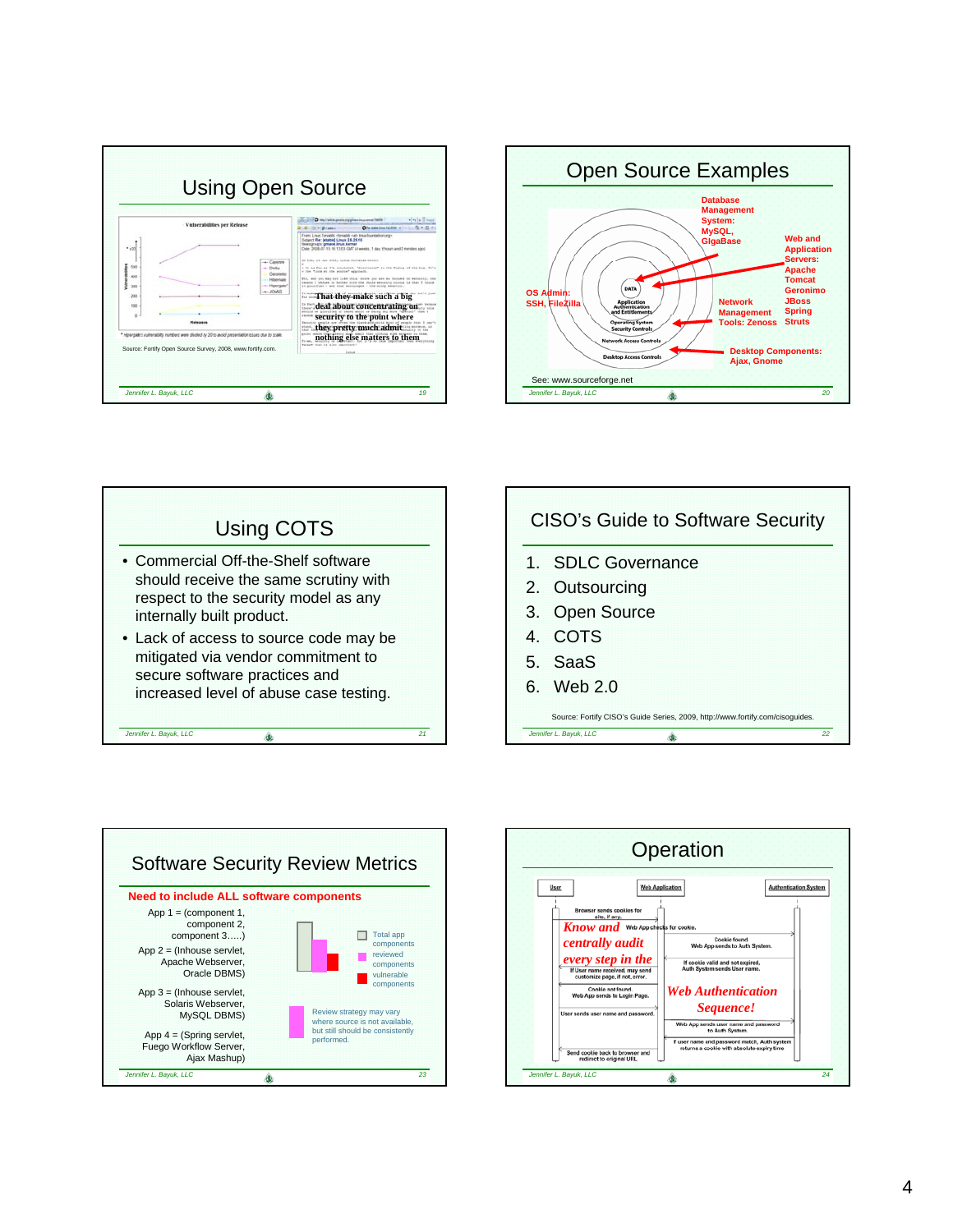## Using Open Source

Vulnerabilities per Release

Source: Fortify Open Source Survey, 2008, www.fortify.com.

That they make such a big deal about concentrating on security to the point where they pretty much admit nothing else matters to them

## Open Source Examples

Database Management System: MySQL, GigaBase

Web and Application Servers: Apache Tomcat Geronimo JBoss Spring Struts

OS Admin: SSH, FileZilla

Network Management Tools: Zenoss

Desktop Components: Ajax, Gnome

DATA / Application Authentication and Entitlements / Operating System Security Controls / Network Access Controls / Desktop Access Controls

See: www.sourceforge.net

## Using COTS

- Commercial Off-the-Shelf software should receive the same scrutiny with respect to the security model as any internally built product.
- Lack of access to source code may be mitigated via vendor commitment to secure software practices and increased level of abuse case testing.

## CISO's Guide to Software Security

1. SDLC Governance
2. Outsourcing
3. Open Source
4. COTS
5. SaaS
6. Web 2.0

Source: Fortify CISO's Guide Series, 2009, http://www.fortify.com/cisoguides.

## Software Security Review Metrics

**Need to include ALL software components**

App 1 = (component 1, component 2, component 3.....)

App 2 = (Inhouse servlet, Apache Webserver, Oracle DBMS)

App 3 = (Inhouse servlet, Solaris Webserver, MySQL DBMS)

App 4 = (Spring servlet, Fuego Workflow Server, Ajax Mashup)

Total app components

reviewed components

vulnerable components

Review strategy may vary where source is not available, but still should be consistently performed.

## Operation

User | Web Application | Authentication System

Browser sends cookies for site, if any.

Web App checks for cookie.

Cookie found. Web App sends to Auth System.

If cookie valid and not expired, Auth System sends User name.

If User name received, may send customize page, if not, error.

Cookie not found. Web App sends to Login Page.

User sends user name and password.

Web App sends user name and password to Auth System.

If user name and password match, Auth system returns a cookie with absolute expiry time

Send cookie back to browser and redirect to original URL

*Know and centrally audit every step in the Web Authentication Sequence!*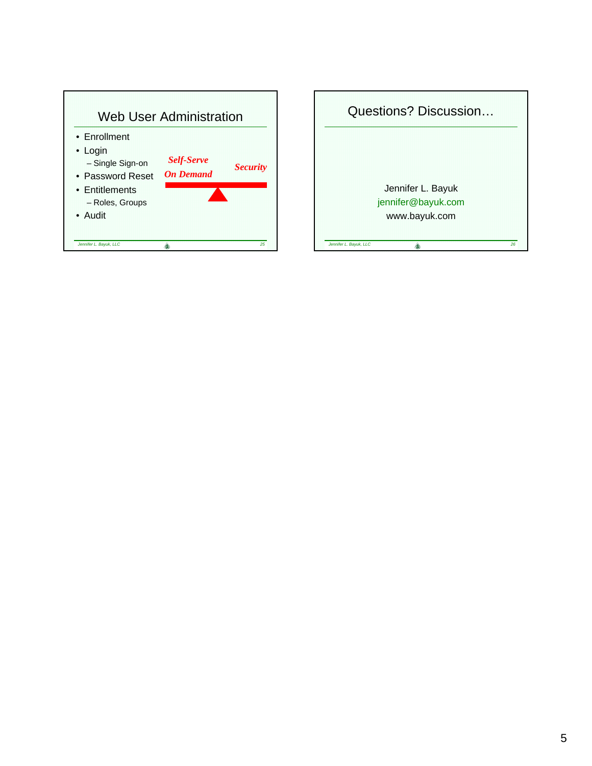## Web User Administration

- Enrollment
- Login
  - Single Sign-on
- Password Reset
- Entitlements
  - Roles, Groups
- Audit

*Self-Serve*
*On Demand*
*Security*

## Questions? Discussion…

Jennifer L. Bayuk
jennifer@bayuk.com
www.bayuk.com